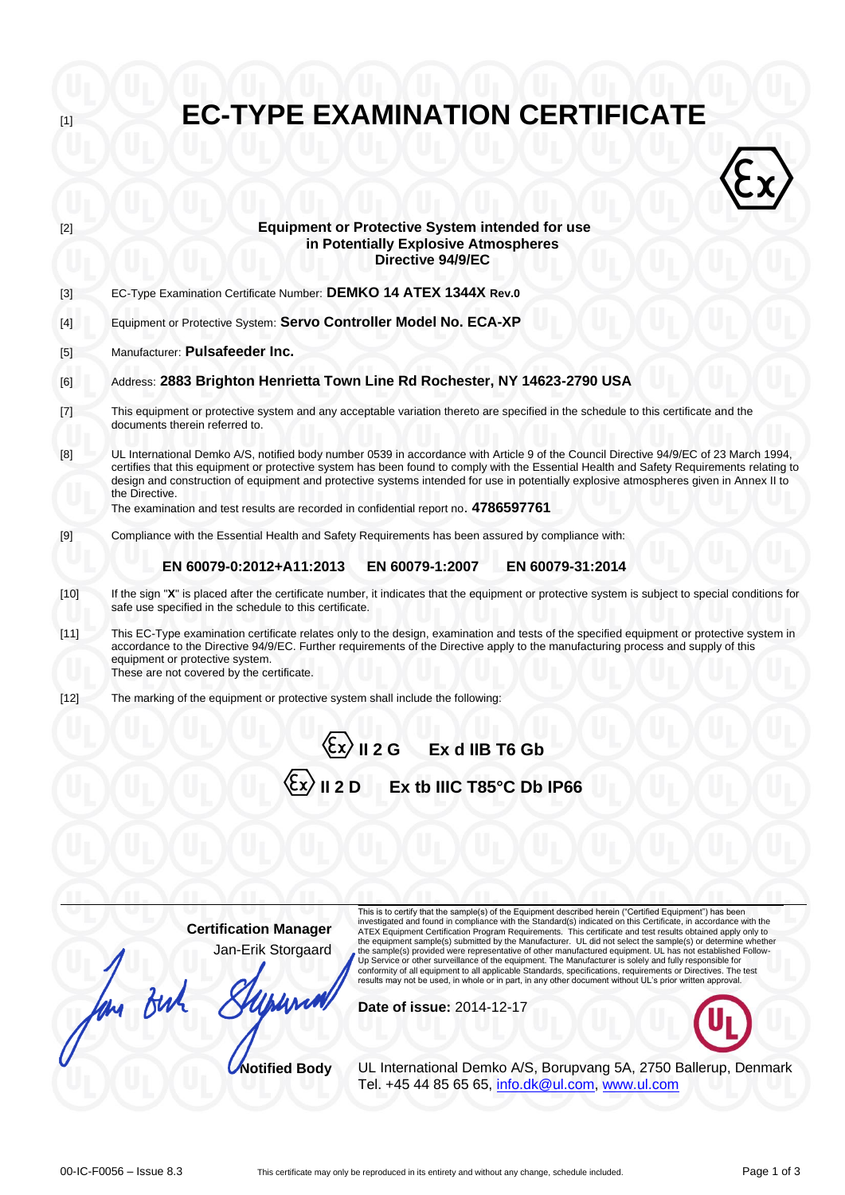[1] # EC-TYPE EXAMINATION CERTIFICATE

[2] **Equipment or Protective System intended for use in Potentially Explosive Atmospheres Directive 94/9/EC**

[3] EC-Type Examination Certificate Number: **DEMKO 14 ATEX 1344X Rev.0**

[4] Equipment or Protective System: **Servo Controller Model No. ECA-XP**

[5] Manufacturer: **Pulsafeeder Inc.**

[6] Address: **2883 Brighton Henrietta Town Line Rd Rochester, NY 14623-2790 USA**

[7] This equipment or protective system and any acceptable variation thereto are specified in the schedule to this certificate and the documents therein referred to.

[8] UL International Demko A/S, notified body number 0539 in accordance with Article 9 of the Council Directive 94/9/EC of 23 March 1994, certifies that this equipment or protective system has been found to comply with the Essential Health and Safety Requirements relating to design and construction of equipment and protective systems intended for use in potentially explosive atmospheres given in Annex II to the Directive.
The examination and test results are recorded in confidential report no. **4786597761**

[9] Compliance with the Essential Health and Safety Requirements has been assured by compliance with:

**EN 60079-0:2012+A11:2013 EN 60079-1:2007 EN 60079-31:2014**

[10] If the sign "**X**" is placed after the certificate number, it indicates that the equipment or protective system is subject to special conditions for safe use specified in the schedule to this certificate.

[11] This EC-Type examination certificate relates only to the design, examination and tests of the specified equipment or protective system in accordance to the Directive 94/9/EC. Further requirements of the Directive apply to the manufacturing process and supply of this equipment or protective system.
These are not covered by the certificate.

[12] The marking of the equipment or protective system shall include the following:

**Ex II 2 G Ex d IIB T6 Gb**

**Ex II 2 D Ex tb IIIC T85°C Db IP66**

**Certification Manager**
Jan-Erik Storgaard

**Notified Body**

This is to certify that the sample(s) of the Equipment described herein ("Certified Equipment") has been investigated and found in compliance with the Standard(s) indicated on this Certificate, in accordance with the ATEX Equipment Certification Program Requirements. This certificate and test results obtained apply only to the equipment sample(s) submitted by the Manufacturer. UL did not select the sample(s) or determine whether the sample(s) provided were representative of other manufactured equipment. UL has not established Follow-Up Service or other surveillance of the equipment. The Manufacturer is solely and fully responsible for conformity of all equipment to all applicable Standards, specifications, requirements or Directives. The test results may not be used, in whole or in part, in any other document without UL's prior written approval.

**Date of issue:** 2014-12-17

UL International Demko A/S, Borupvang 5A, 2750 Ballerup, Denmark
Tel. +45 44 85 65 65, info.dk@ul.com, www.ul.com

00-IC-F0056 – Issue 8.3 This certificate may only be reproduced in its entirety and without any change, schedule included.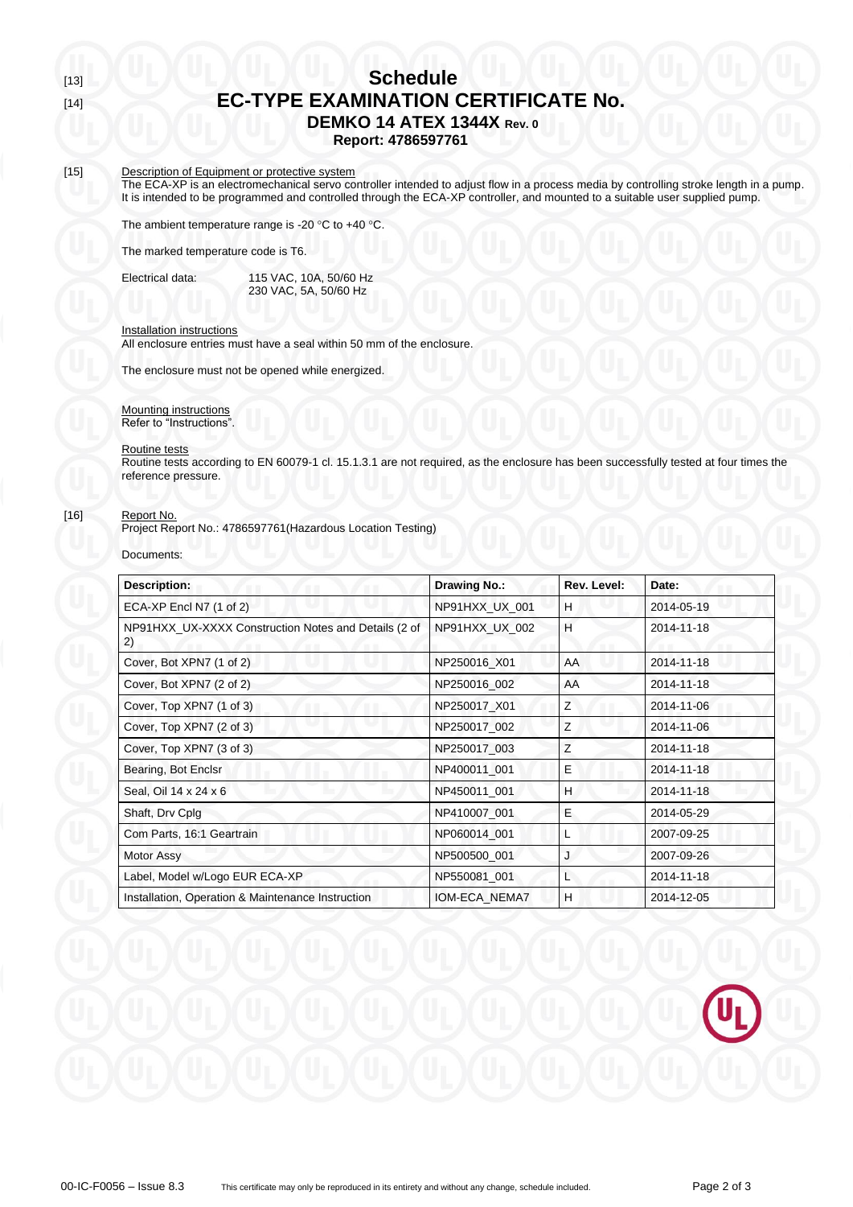[13] [14]

# Schedule

# EC-TYPE EXAMINATION CERTIFICATE No.

## DEMKO 14 ATEX 1344X Rev. 0

**Report: 4786597761**

[15] Description of Equipment or protective system

The ECA-XP is an electromechanical servo controller intended to adjust flow in a process media by controlling stroke length in a pump. It is intended to be programmed and controlled through the ECA-XP controller, and mounted to a suitable user supplied pump.

The ambient temperature range is -20 °C to +40 °C.

The marked temperature code is T6.

Electrical data: 115 VAC, 10A, 50/60 Hz
230 VAC, 5A, 50/60 Hz

Installation instructions

All enclosure entries must have a seal within 50 mm of the enclosure.

The enclosure must not be opened while energized.

Mounting instructions

Refer to "Instructions".

Routine tests

Routine tests according to EN 60079-1 cl. 15.1.3.1 are not required, as the enclosure has been successfully tested at four times the reference pressure.

[16] Report No.

Project Report No.: 4786597761(Hazardous Location Testing)

Documents:

| Description: | Drawing No.: | Rev. Level: | Date: |
|---|---|---|---|
| ECA-XP Encl N7 (1 of 2) | NP91HXX_UX_001 | H | 2014-05-19 |
| NP91HXX_UX-XXXX Construction Notes and Details (2 of 2) | NP91HXX_UX_002 | H | 2014-11-18 |
| Cover, Bot XPN7 (1 of 2) | NP250016_X01 | AA | 2014-11-18 |
| Cover, Bot XPN7 (2 of 2) | NP250016_002 | AA | 2014-11-18 |
| Cover, Top XPN7 (1 of 3) | NP250017_X01 | Z | 2014-11-06 |
| Cover, Top XPN7 (2 of 3) | NP250017_002 | Z | 2014-11-06 |
| Cover, Top XPN7 (3 of 3) | NP250017_003 | Z | 2014-11-18 |
| Bearing, Bot Enclsr | NP400011_001 | E | 2014-11-18 |
| Seal, Oil 14 x 24 x 6 | NP450011_001 | H | 2014-11-18 |
| Shaft, Drv Cplg | NP410007_001 | E | 2014-05-29 |
| Com Parts, 16:1 Geartrain | NP060014_001 | L | 2007-09-25 |
| Motor Assy | NP500500_001 | J | 2007-09-26 |
| Label, Model w/Logo EUR ECA-XP | NP550081_001 | L | 2014-11-18 |
| Installation, Operation & Maintenance Instruction | IOM-ECA_NEMA7 | H | 2014-12-05 |

00-IC-F0056 – Issue 8.3 This certificate may only be reproduced in its entirety and without any change, schedule included.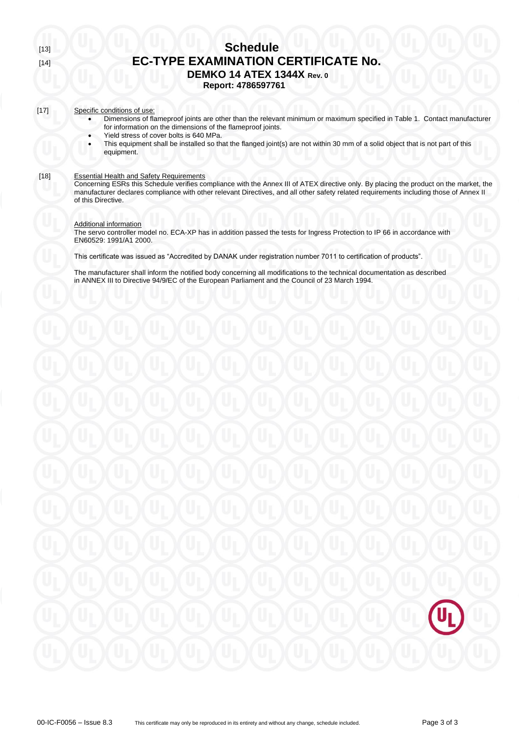[13] **Schedule**

[14] **EC-TYPE EXAMINATION CERTIFICATE No.**

**DEMKO 14 ATEX 1344X Rev. 0**

**Report: 4786597761**

[17] Specific conditions of use:

- Dimensions of flameproof joints are other than the relevant minimum or maximum specified in Table 1. Contact manufacturer for information on the dimensions of the flameproof joints.
- Yield stress of cover bolts is 640 MPa.
- This equipment shall be installed so that the flanged joint(s) are not within 30 mm of a solid object that is not part of this equipment.

[18] Essential Health and Safety Requirements

Concerning ESRs this Schedule verifies compliance with the Annex III of ATEX directive only. By placing the product on the market, the manufacturer declares compliance with other relevant Directives, and all other safety related requirements including those of Annex II of this Directive.

Additional information

The servo controller model no. ECA-XP has in addition passed the tests for Ingress Protection to IP 66 in accordance with EN60529: 1991/A1 2000.

This certificate was issued as "Accredited by DANAK under registration number 7011 to certification of products".

The manufacturer shall inform the notified body concerning all modifications to the technical documentation as described in ANNEX III to Directive 94/9/EC of the European Parliament and the Council of 23 March 1994.

00-IC-F0056 – Issue 8.3 This certificate may only be reproduced in its entirety and without any change, schedule included.